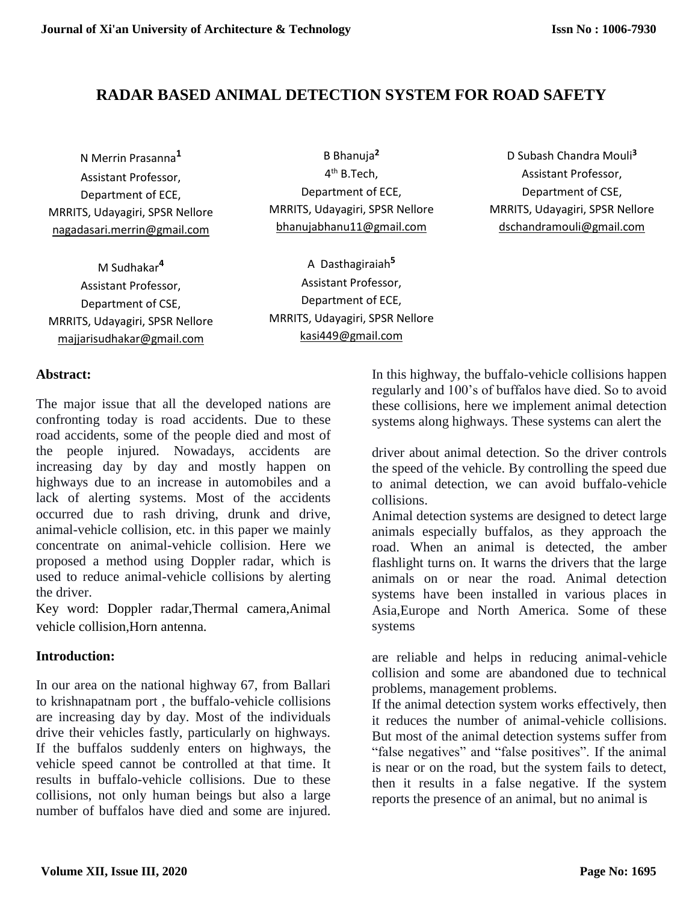# RADAR BASED ANIMAL DETECTION SYSTEM FOR ROAD SAFETY

N Merrin Prasanna[1]
Assistant Professor,
Department of ECE,
MRRITS, Udayagiri, SPSR Nellore
nagadasari.merrin@gmail.com

B Bhanuja[2]
4th B.Tech,
Department of ECE,
MRRITS, Udayagiri, SPSR Nellore
bhanujabhanu11@gmail.com

D Subash Chandra Mouli[3]
Assistant Professor,
Department of CSE,
MRRITS, Udayagiri, SPSR Nellore
dschandramouli@gmail.com

M Sudhakar[4]
Assistant Professor,
Department of CSE,
MRRITS, Udayagiri, SPSR Nellore
majjarisudhakar@gmail.com

A Dasthagiraiah[5]
Assistant Professor,
Department of ECE,
MRRITS, Udayagiri, SPSR Nellore
kasi449@gmail.com

## Abstract:

The major issue that all the developed nations are confronting today is road accidents. Due to these road accidents, some of the people died and most of the people injured. Nowadays, accidents are increasing day by day and mostly happen on highways due to an increase in automobiles and a lack of alerting systems. Most of the accidents occurred due to rash driving, drunk and drive, animal-vehicle collision, etc. in this paper we mainly concentrate on animal-vehicle collision. Here we proposed a method using Doppler radar, which is used to reduce animal-vehicle collisions by alerting the driver.

Key word: Doppler radar,Thermal camera,Animal vehicle collision,Horn antenna.

## Introduction:

In our area on the national highway 67, from Ballari to krishnapatnam port , the buffalo-vehicle collisions are increasing day by day. Most of the individuals drive their vehicles fastly, particularly on highways. If the buffalos suddenly enters on highways, the vehicle speed cannot be controlled at that time. It results in buffalo-vehicle collisions. Due to these collisions, not only human beings but also a large number of buffalos have died and some are injured. In this highway, the buffalo-vehicle collisions happen regularly and 100's of buffalos have died. So to avoid these collisions, here we implement animal detection systems along highways. These systems can alert the driver about animal detection. So the driver controls the speed of the vehicle. By controlling the speed due to animal detection, we can avoid buffalo-vehicle collisions.

Animal detection systems are designed to detect large animals especially buffalos, as they approach the road. When an animal is detected, the amber flashlight turns on. It warns the drivers that the large animals on or near the road. Animal detection systems have been installed in various places in Asia,Europe and North America. Some of these systems are reliable and helps in reducing animal-vehicle collision and some are abandoned due to technical problems, management problems.

If the animal detection system works effectively, then it reduces the number of animal-vehicle collisions. But most of the animal detection systems suffer from "false negatives" and "false positives". If the animal is near or on the road, but the system fails to detect, then it results in a false negative. If the system reports the presence of an animal, but no animal is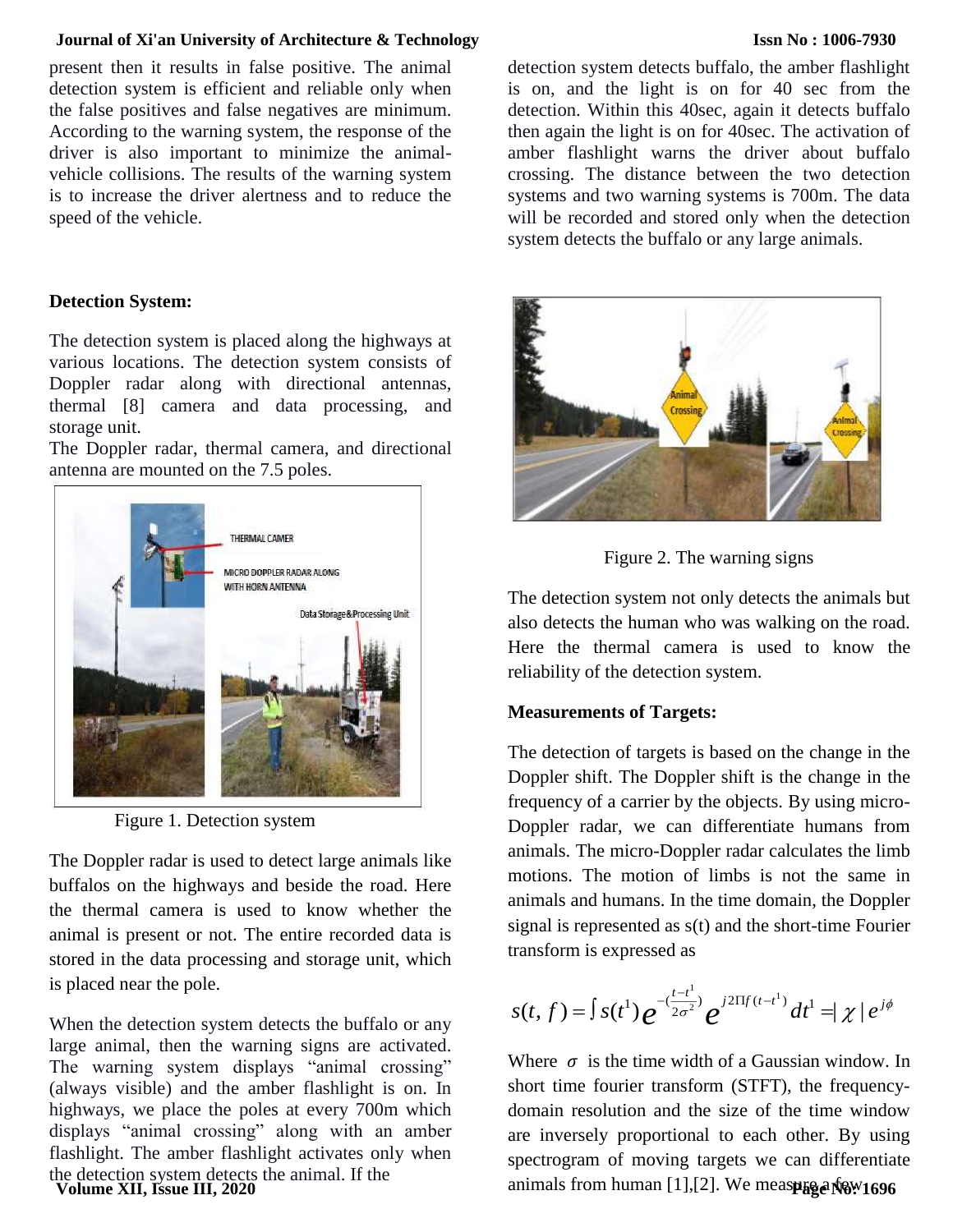present then it results in false positive. The animal detection system is efficient and reliable only when the false positives and false negatives are minimum. According to the warning system, the response of the driver is also important to minimize the animal-vehicle collisions. The results of the warning system is to increase the driver alertness and to reduce the speed of the vehicle.

**Detection System:**

The detection system is placed along the highways at various locations. The detection system consists of Doppler radar along with directional antennas, thermal [8] camera and data processing, and storage unit.
The Doppler radar, thermal camera, and directional antenna are mounted on the 7.5 poles.

Figure 1. Detection system

The Doppler radar is used to detect large animals like buffalos on the highways and beside the road. Here the thermal camera is used to know whether the animal is present or not. The entire recorded data is stored in the data processing and storage unit, which is placed near the pole.

When the detection system detects the buffalo or any large animal, then the warning signs are activated. The warning system displays "animal crossing" (always visible) and the amber flashlight is on. In highways, we place the poles at every 700m which displays "animal crossing" along with an amber flashlight. The amber flashlight activates only when the detection system detects the animal. If the detection system detects buffalo, the amber flashlight is on, and the light is on for 40 sec from the detection. Within this 40sec, again it detects buffalo then again the light is on for 40sec. The activation of amber flashlight warns the driver about buffalo crossing. The distance between the two detection systems and two warning systems is 700m. The data will be recorded and stored only when the detection system detects the buffalo or any large animals.

Figure 2. The warning signs

The detection system not only detects the animals but also detects the human who was walking on the road. Here the thermal camera is used to know the reliability of the detection system.

**Measurements of Targets:**

The detection of targets is based on the change in the Doppler shift. The Doppler shift is the change in the frequency of a carrier by the objects. By using micro-Doppler radar, we can differentiate humans from animals. The micro-Doppler radar calculates the limb motions. The motion of limbs is not the same in animals and humans. In the time domain, the Doppler signal is represented as s(t) and the short-time Fourier transform is expressed as

$$s(t,f) = \int s(t^1) e^{-(\frac{t-t^1}{2\sigma^2})} e^{j2\Pi f(t-t^1)} dt^1 = |\chi| e^{j\phi}$$

Where $\sigma$ is the time width of a Gaussian window. In short time fourier transform (STFT), the frequency-domain resolution and the size of the time window are inversely proportional to each other. By using spectrogram of moving targets we can differentiate animals from human [1],[2]. We measure a few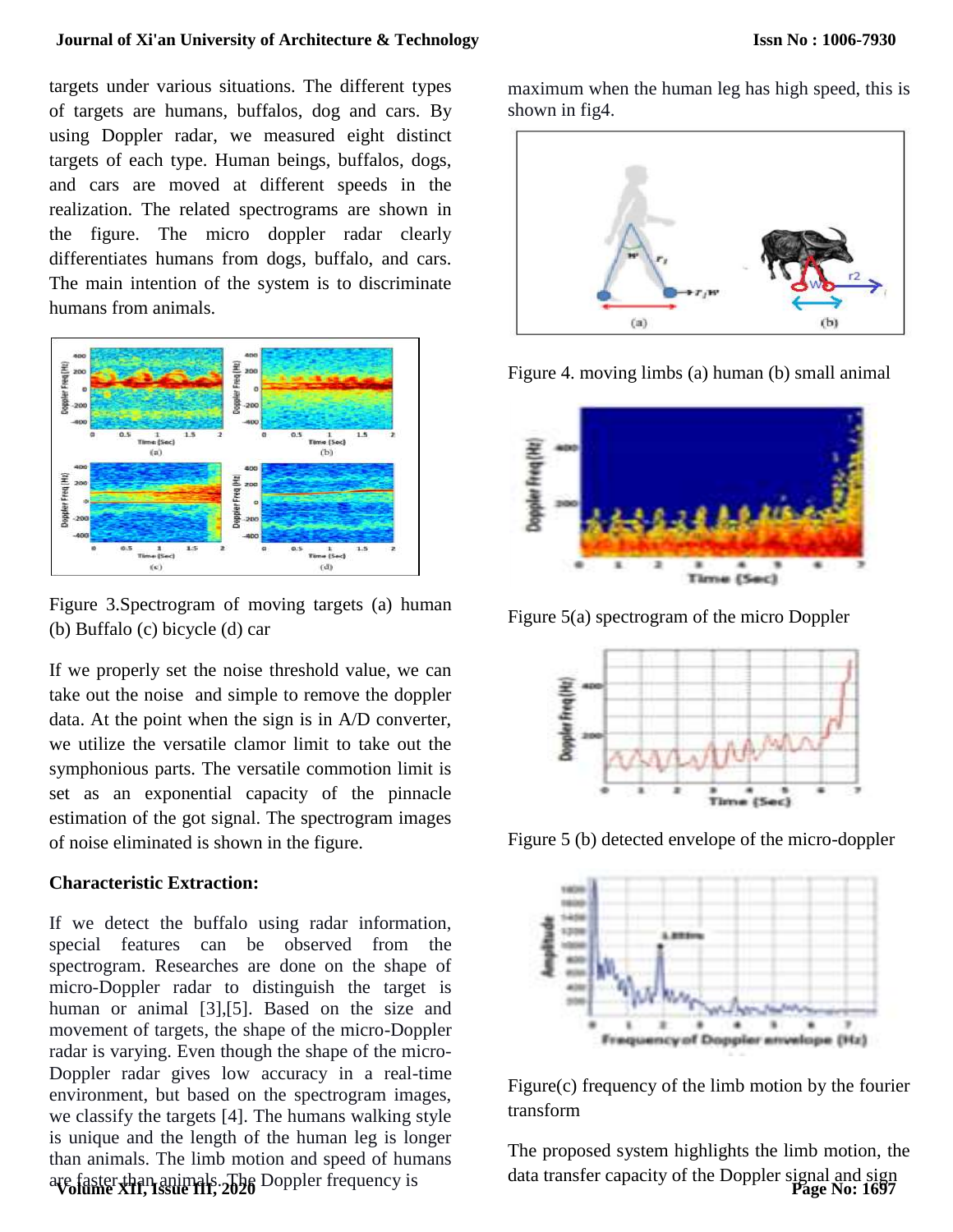targets under various situations. The different types of targets are humans, buffalos, dog and cars. By using Doppler radar, we measured eight distinct targets of each type. Human beings, buffalos, dogs, and cars are moved at different speeds in the realization. The related spectrograms are shown in the figure. The micro doppler radar clearly differentiates humans from dogs, buffalo, and cars. The main intention of the system is to discriminate humans from animals.

Figure 3.Spectrogram of moving targets (a) human (b) Buffalo (c) bicycle (d) car

If we properly set the noise threshold value, we can take out the noise and simple to remove the doppler data. At the point when the sign is in A/D converter, we utilize the versatile clamor limit to take out the symphonious parts. The versatile commotion limit is set as an exponential capacity of the pinnacle estimation of the got signal. The spectrogram images of noise eliminated is shown in the figure.

**Characteristic Extraction:**

If we detect the buffalo using radar information, special features can be observed from the spectrogram. Researches are done on the shape of micro-Doppler radar to distinguish the target is human or animal [3],[5]. Based on the size and movement of targets, the shape of the micro-Doppler radar is varying. Even though the shape of the micro-Doppler radar gives low accuracy in a real-time environment, but based on the spectrogram images, we classify the targets [4]. The humans walking style is unique and the length of the human leg is longer than animals. The limb motion and speed of humans are faster than animals. The Doppler frequency is maximum when the human leg has high speed, this is shown in fig4.

Figure 4. moving limbs (a) human (b) small animal

Figure 5(a) spectrogram of the micro Doppler

Figure 5 (b) detected envelope of the micro-doppler

Figure(c) frequency of the limb motion by the fourier transform

The proposed system highlights the limb motion, the data transfer capacity of the Doppler signal and sign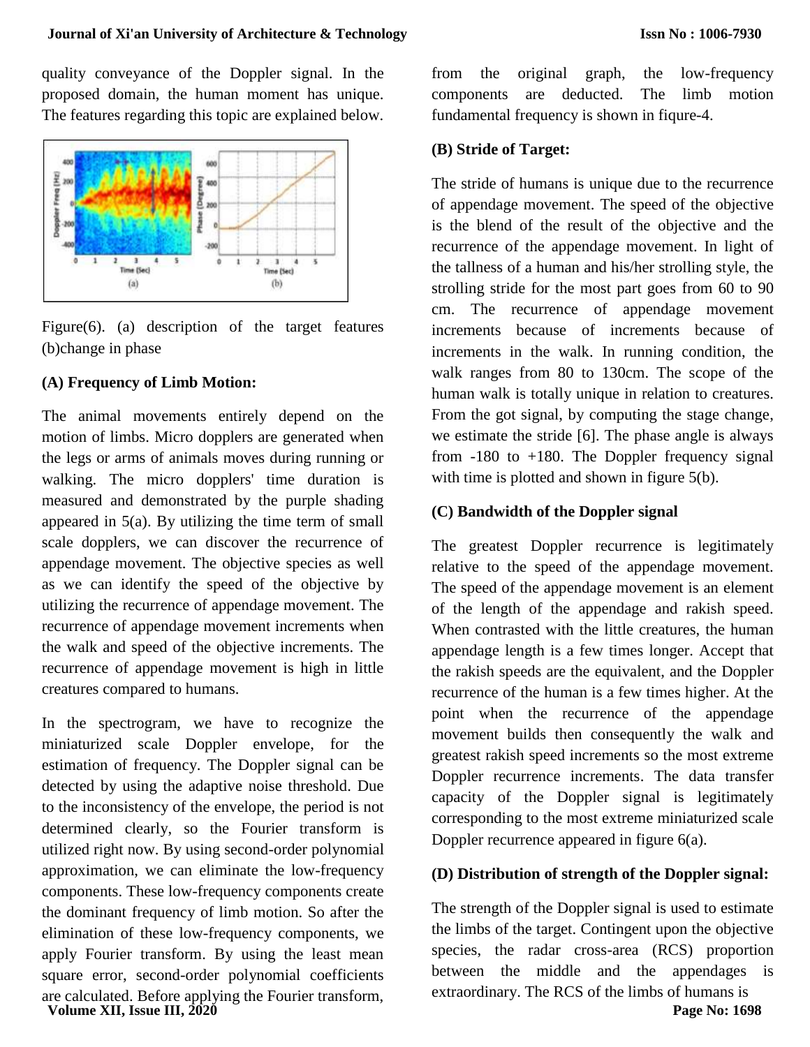quality conveyance of the Doppler signal. In the proposed domain, the human moment has unique. The features regarding this topic are explained below.

Figure(6). (a) description of the target features (b)change in phase

### (A) Frequency of Limb Motion:

The animal movements entirely depend on the motion of limbs. Micro dopplers are generated when the legs or arms of animals moves during running or walking. The micro dopplers' time duration is measured and demonstrated by the purple shading appeared in 5(a). By utilizing the time term of small scale dopplers, we can discover the recurrence of appendage movement. The objective species as well as we can identify the speed of the objective by utilizing the recurrence of appendage movement. The recurrence of appendage movement increments when the walk and speed of the objective increments. The recurrence of appendage movement is high in little creatures compared to humans.

In the spectrogram, we have to recognize the miniaturized scale Doppler envelope, for the estimation of frequency. The Doppler signal can be detected by using the adaptive noise threshold. Due to the inconsistency of the envelope, the period is not determined clearly, so the Fourier transform is utilized right now. By using second-order polynomial approximation, we can eliminate the low-frequency components. These low-frequency components create the dominant frequency of limb motion. So after the elimination of these low-frequency components, we apply Fourier transform. By using the least mean square error, second-order polynomial coefficients are calculated. Before applying the Fourier transform, from the original graph, the low-frequency components are deducted. The limb motion fundamental frequency is shown in fiqure-4.

### (B) Stride of Target:

The stride of humans is unique due to the recurrence of appendage movement. The speed of the objective is the blend of the result of the objective and the recurrence of the appendage movement. In light of the tallness of a human and his/her strolling style, the strolling stride for the most part goes from 60 to 90 cm. The recurrence of appendage movement increments because of increments because of increments in the walk. In running condition, the walk ranges from 80 to 130cm. The scope of the human walk is totally unique in relation to creatures. From the got signal, by computing the stage change, we estimate the stride [6]. The phase angle is always from -180 to +180. The Doppler frequency signal with time is plotted and shown in figure 5(b).

### (C) Bandwidth of the Doppler signal

The greatest Doppler recurrence is legitimately relative to the speed of the appendage movement. The speed of the appendage movement is an element of the length of the appendage and rakish speed. When contrasted with the little creatures, the human appendage length is a few times longer. Accept that the rakish speeds are the equivalent, and the Doppler recurrence of the human is a few times higher. At the point when the recurrence of the appendage movement builds then consequently the walk and greatest rakish speed increments so the most extreme Doppler recurrence increments. The data transfer capacity of the Doppler signal is legitimately corresponding to the most extreme miniaturized scale Doppler recurrence appeared in figure 6(a).

### (D) Distribution of strength of the Doppler signal:

The strength of the Doppler signal is used to estimate the limbs of the target. Contingent upon the objective species, the radar cross-area (RCS) proportion between the middle and the appendages is extraordinary. The RCS of the limbs of humans is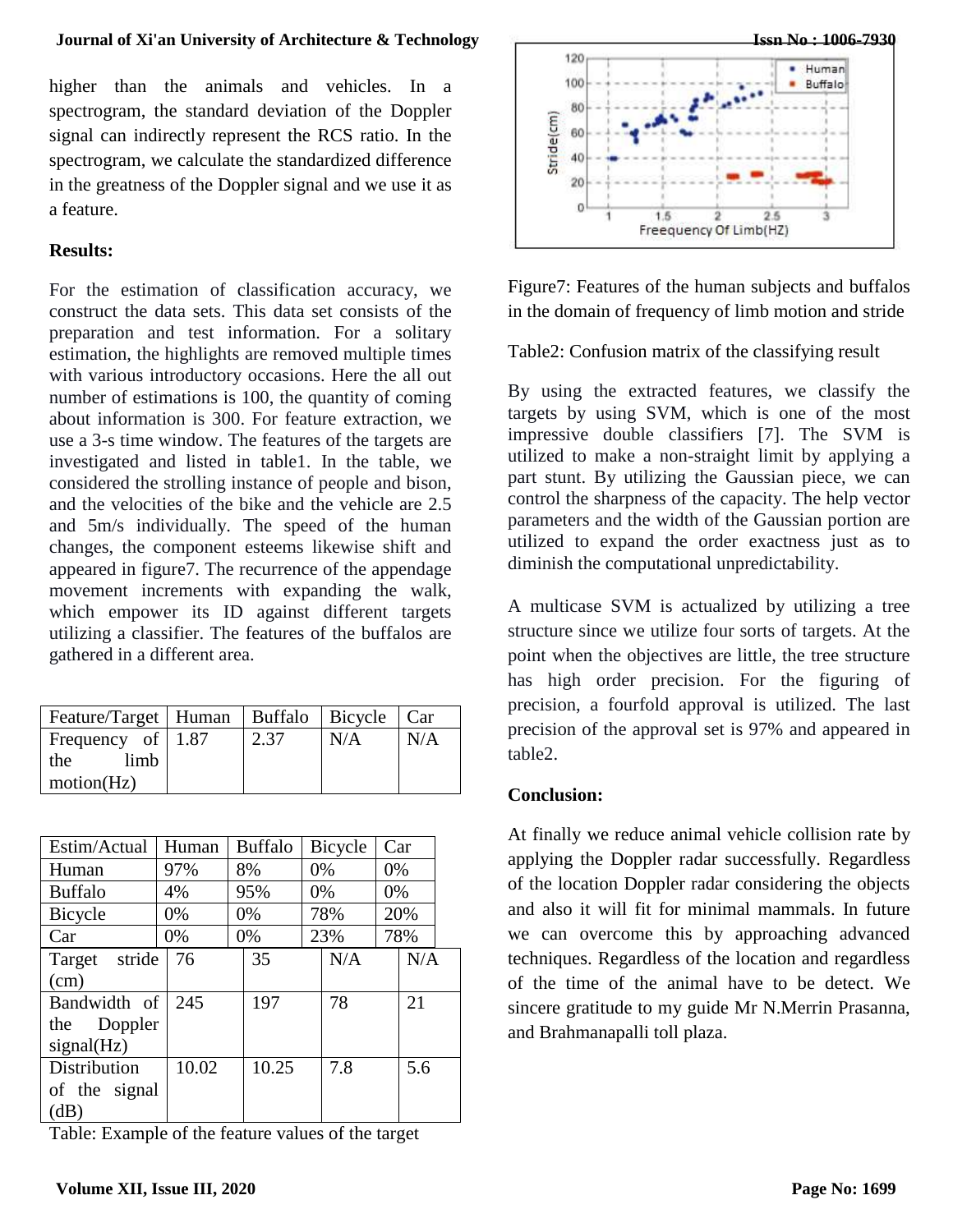higher than the animals and vehicles. In a spectrogram, the standard deviation of the Doppler signal can indirectly represent the RCS ratio. In the spectrogram, we calculate the standardized difference in the greatness of the Doppler signal and we use it as a feature.

**Results:**

For the estimation of classification accuracy, we construct the data sets. This data set consists of the preparation and test information. For a solitary estimation, the highlights are removed multiple times with various introductory occasions. Here the all out number of estimations is 100, the quantity of coming about information is 300. For feature extraction, we use a 3-s time window. The features of the targets are investigated and listed in table1. In the table, we considered the strolling instance of people and bison, and the velocities of the bike and the vehicle are 2.5 and 5m/s individually. The speed of the human changes, the component esteems likewise shift and appeared in figure7. The recurrence of the appendage movement increments with expanding the walk, which empower its ID against different targets utilizing a classifier. The features of the buffalos are gathered in a different area.

| Feature/Target | Human | Buffalo | Bicycle | Car |
|---|---|---|---|---|
| Frequency of the limb motion(Hz) | 1.87 | 2.37 | N/A | N/A |
| Target stride (cm) | 76 | 35 | N/A | N/A |
| Bandwidth of the Doppler signal(Hz) | 245 | 197 | 78 | 21 |
| Distribution of the signal (dB) | 10.02 | 10.25 | 7.8 | 5.6 |

| Estim/Actual | Human | Buffalo | Bicycle | Car |
|---|---|---|---|---|
| Human | 97% | 8% | 0% | 0% |
| Buffalo | 4% | 95% | 0% | 0% |
| Bicycle | 0% | 0% | 78% | 20% |
| Car | 0% | 0% | 23% | 78% |

Table: Example of the feature values of the target

Figure7: Features of the human subjects and buffalos in the domain of frequency of limb motion and stride

Table2: Confusion matrix of the classifying result

By using the extracted features, we classify the targets by using SVM, which is one of the most impressive double classifiers [7]. The SVM is utilized to make a non-straight limit by applying a part stunt. By utilizing the Gaussian piece, we can control the sharpness of the capacity. The help vector parameters and the width of the Gaussian portion are utilized to expand the order exactness just as to diminish the computational unpredictability.

A multicase SVM is actualized by utilizing a tree structure since we utilize four sorts of targets. At the point when the objectives are little, the tree structure has high order precision. For the figuring of precision, a fourfold approval is utilized. The last precision of the approval set is 97% and appeared in table2.

**Conclusion:**

At finally we reduce animal vehicle collision rate by applying the Doppler radar successfully. Regardless of the location Doppler radar considering the objects and also it will fit for minimal mammals. In future we can overcome this by approaching advanced techniques. Regardless of the location and regardless of the time of the animal have to be detect. We sincere gratitude to my guide Mr N.Merrin Prasanna, and Brahmanapalli toll plaza.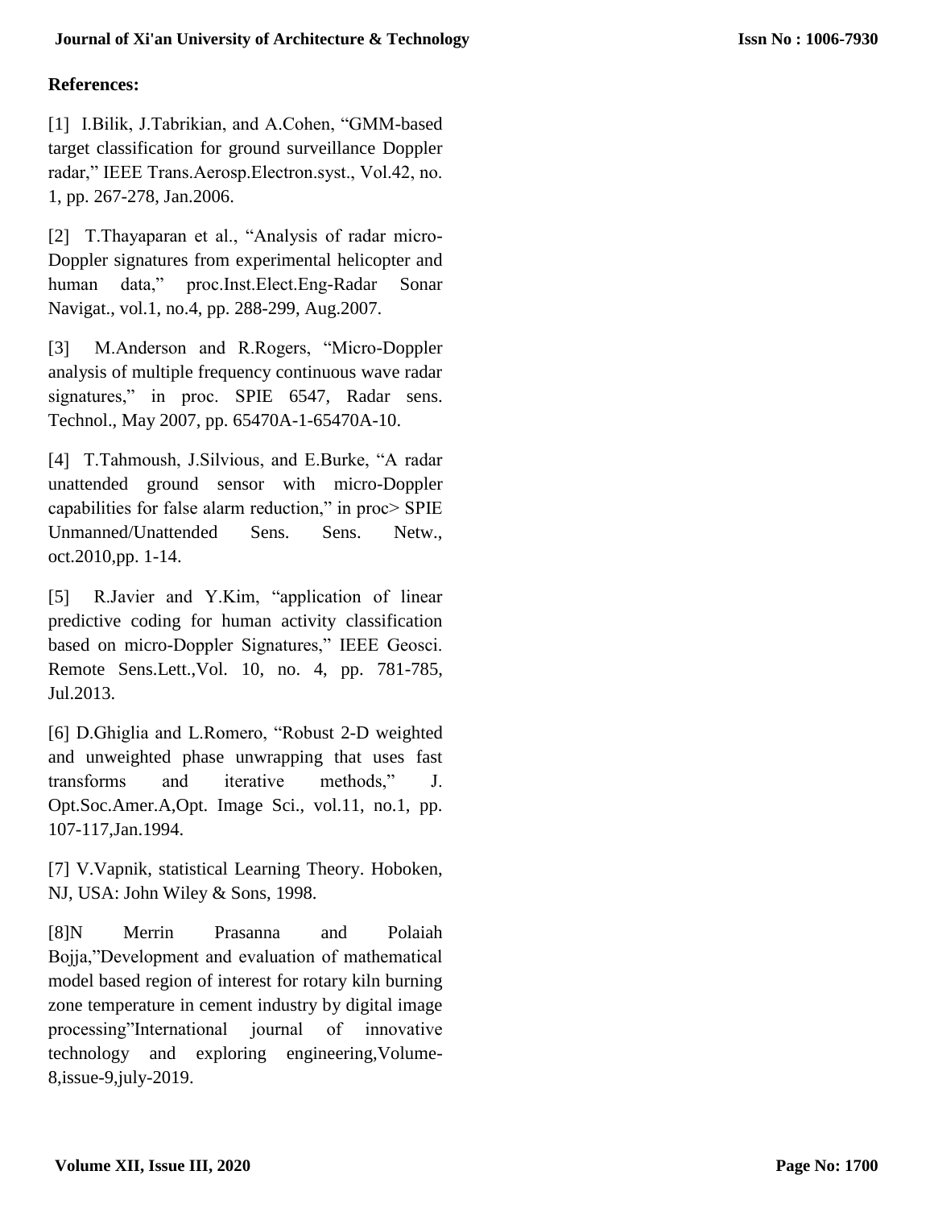**References:**

[1] I.Bilik, J.Tabrikian, and A.Cohen, "GMM-based target classification for ground surveillance Doppler radar," IEEE Trans.Aerosp.Electron.syst., Vol.42, no. 1, pp. 267-278, Jan.2006.

[2] T.Thayaparan et al., "Analysis of radar micro-Doppler signatures from experimental helicopter and human data," proc.Inst.Elect.Eng-Radar Sonar Navigat., vol.1, no.4, pp. 288-299, Aug.2007.

[3] M.Anderson and R.Rogers, "Micro-Doppler analysis of multiple frequency continuous wave radar signatures," in proc. SPIE 6547, Radar sens. Technol., May 2007, pp. 65470A-1-65470A-10.

[4] T.Tahmoush, J.Silvious, and E.Burke, "A radar unattended ground sensor with micro-Doppler capabilities for false alarm reduction," in proc> SPIE Unmanned/Unattended Sens. Sens. Netw., oct.2010,pp. 1-14.

[5] R.Javier and Y.Kim, "application of linear predictive coding for human activity classification based on micro-Doppler Signatures," IEEE Geosci. Remote Sens.Lett.,Vol. 10, no. 4, pp. 781-785, Jul.2013.

[6] D.Ghiglia and L.Romero, "Robust 2-D weighted and unweighted phase unwrapping that uses fast transforms and iterative methods," J. Opt.Soc.Amer.A,Opt. Image Sci., vol.11, no.1, pp. 107-117,Jan.1994.

[7] V.Vapnik, statistical Learning Theory. Hoboken, NJ, USA: John Wiley & Sons, 1998.

[8]N Merrin Prasanna and Polaiah Bojja,"Development and evaluation of mathematical model based region of interest for rotary kiln burning zone temperature in cement industry by digital image processing"International journal of innovative technology and exploring engineering,Volume-8,issue-9,july-2019.